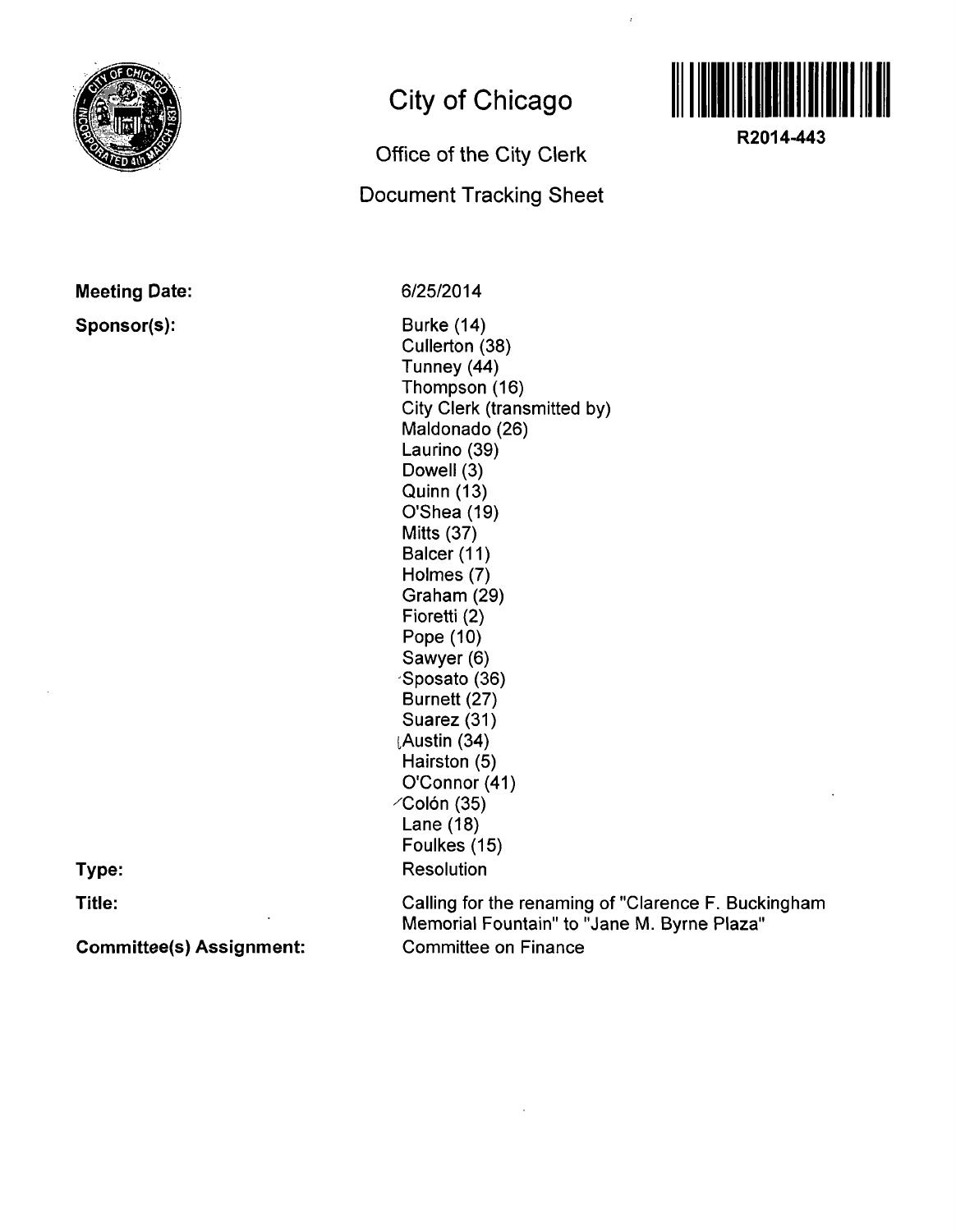# City of Chicago

## Office of the City Clerk

## Document Tracking Sheet

**R2014-443**

**Meeting Date:** 6/25/2014

**Sponsor(s):**

Burke (14)
Cullerton (38)
Tunney (44)
Thompson (16)
City Clerk (transmitted by)
Maldonado (26)
Laurino (39)
Dowell (3)
Quinn (13)
O'Shea (19)
Mitts (37)
Balcer (11)
Holmes (7)
Graham (29)
Fioretti (2)
Pope (10)
Sawyer (6)
Sposato (36)
Burnett (27)
Suarez (31)
Austin (34)
Hairston (5)
O'Connor (41)
Colón (35)
Lane (18)
Foulkes (15)

**Type:** Resolution

**Title:** Calling for the renaming of "Clarence F. Buckingham Memorial Fountain" to "Jane M. Byrne Plaza"

**Committee(s) Assignment:** Committee on Finance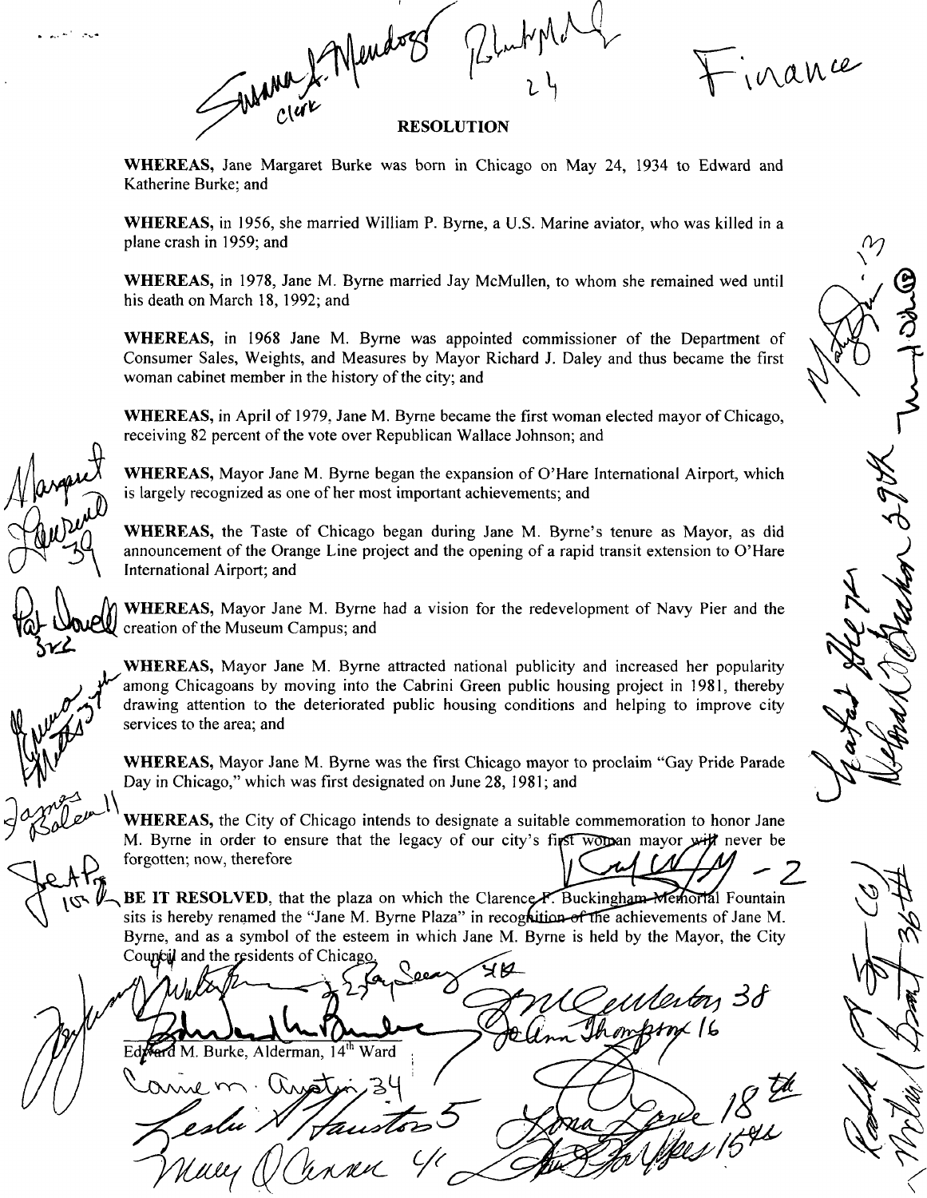Finance

# RESOLUTION

**WHEREAS,** Jane Margaret Burke was born in Chicago on May 24, 1934 to Edward and Katherine Burke; and

**WHEREAS,** in 1956, she married William P. Byrne, a U.S. Marine aviator, who was killed in a plane crash in 1959; and

**WHEREAS,** in 1978, Jane M. Byrne married Jay McMullen, to whom she remained wed until his death on March 18, 1992; and

**WHEREAS,** in 1968 Jane M. Byrne was appointed commissioner of the Department of Consumer Sales, Weights, and Measures by Mayor Richard J. Daley and thus became the first woman cabinet member in the history of the city; and

**WHEREAS,** in April of 1979, Jane M. Byrne became the first woman elected mayor of Chicago, receiving 82 percent of the vote over Republican Wallace Johnson; and

**WHEREAS,** Mayor Jane M. Byrne began the expansion of O'Hare International Airport, which is largely recognized as one of her most important achievements; and

**WHEREAS,** the Taste of Chicago began during Jane M. Byrne's tenure as Mayor, as did announcement of the Orange Line project and the opening of a rapid transit extension to O'Hare International Airport; and

**WHEREAS,** Mayor Jane M. Byrne had a vision for the redevelopment of Navy Pier and the creation of the Museum Campus; and

**WHEREAS,** Mayor Jane M. Byrne attracted national publicity and increased her popularity among Chicagoans by moving into the Cabrini Green public housing project in 1981, thereby drawing attention to the deteriorated public housing conditions and helping to improve city services to the area; and

**WHEREAS,** Mayor Jane M. Byrne was the first Chicago mayor to proclaim "Gay Pride Parade Day in Chicago," which was first designated on June 28, 1981; and

**WHEREAS,** the City of Chicago intends to designate a suitable commemoration to honor Jane M. Byrne in order to ensure that the legacy of our city's first woman mayor will never be forgotten; now, therefore

**BE IT RESOLVED,** that the plaza on which the Clarence F. Buckingham Memorial Fountain sits is hereby renamed the "Jane M. Byrne Plaza" in recognition of the achievements of Jane M. Byrne, and as a symbol of the esteem in which Jane M. Byrne is held by the Mayor, the City Council and the residents of Chicago.

Edward M. Burke, Alderman, 14th Ward